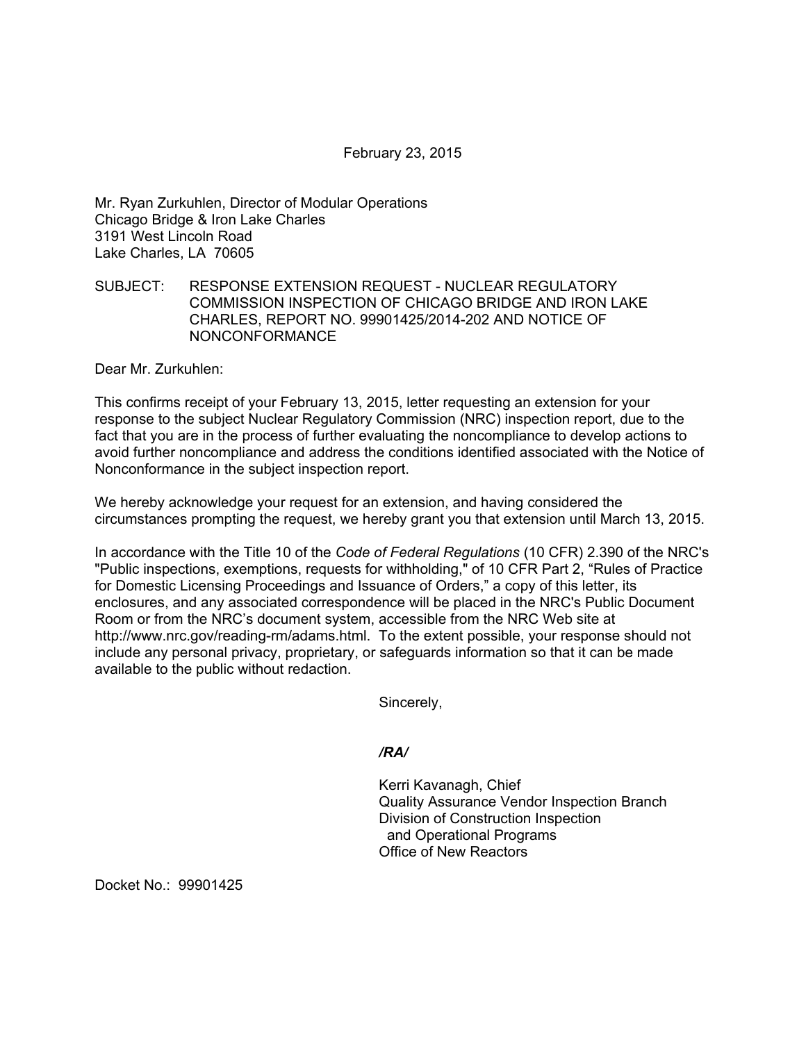February 23, 2015

Mr. Ryan Zurkuhlen, Director of Modular Operations
Chicago Bridge & Iron Lake Charles
3191 West Lincoln Road
Lake Charles, LA 70605

SUBJECT: RESPONSE EXTENSION REQUEST - NUCLEAR REGULATORY COMMISSION INSPECTION OF CHICAGO BRIDGE AND IRON LAKE CHARLES, REPORT NO. 99901425/2014-202 AND NOTICE OF NONCONFORMANCE

Dear Mr. Zurkuhlen:

This confirms receipt of your February 13, 2015, letter requesting an extension for your response to the subject Nuclear Regulatory Commission (NRC) inspection report, due to the fact that you are in the process of further evaluating the noncompliance to develop actions to avoid further noncompliance and address the conditions identified associated with the Notice of Nonconformance in the subject inspection report.

We hereby acknowledge your request for an extension, and having considered the circumstances prompting the request, we hereby grant you that extension until March 13, 2015.

In accordance with the Title 10 of the *Code of Federal Regulations* (10 CFR) 2.390 of the NRC's "Public inspections, exemptions, requests for withholding," of 10 CFR Part 2, "Rules of Practice for Domestic Licensing Proceedings and Issuance of Orders," a copy of this letter, its enclosures, and any associated correspondence will be placed in the NRC's Public Document Room or from the NRC's document system, accessible from the NRC Web site at http://www.nrc.gov/reading-rm/adams.html. To the extent possible, your response should not include any personal privacy, proprietary, or safeguards information so that it can be made available to the public without redaction.

Sincerely,

***/RA/***

Kerri Kavanagh, Chief
Quality Assurance Vendor Inspection Branch
Division of Construction Inspection
and Operational Programs
Office of New Reactors

Docket No.: 99901425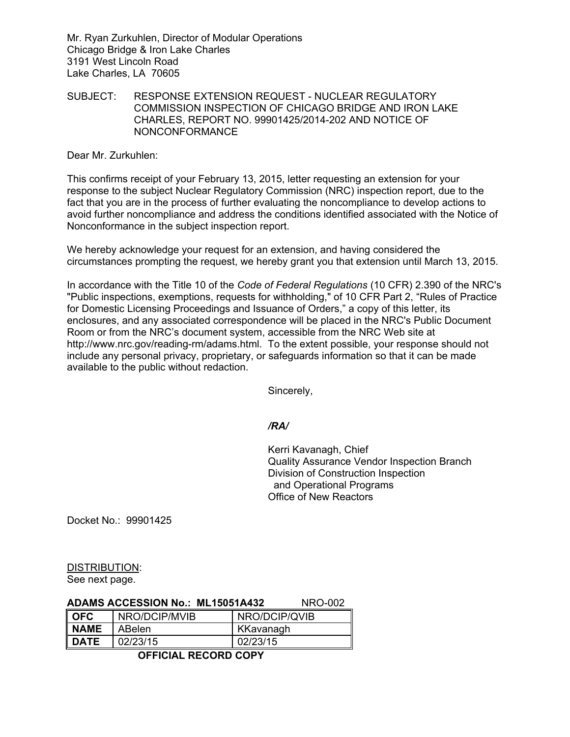Mr. Ryan Zurkuhlen, Director of Modular Operations
Chicago Bridge & Iron Lake Charles
3191 West Lincoln Road
Lake Charles, LA 70605

SUBJECT: RESPONSE EXTENSION REQUEST - NUCLEAR REGULATORY COMMISSION INSPECTION OF CHICAGO BRIDGE AND IRON LAKE CHARLES, REPORT NO. 99901425/2014-202 AND NOTICE OF NONCONFORMANCE

Dear Mr. Zurkuhlen:

This confirms receipt of your February 13, 2015, letter requesting an extension for your response to the subject Nuclear Regulatory Commission (NRC) inspection report, due to the fact that you are in the process of further evaluating the noncompliance to develop actions to avoid further noncompliance and address the conditions identified associated with the Notice of Nonconformance in the subject inspection report.

We hereby acknowledge your request for an extension, and having considered the circumstances prompting the request, we hereby grant you that extension until March 13, 2015.

In accordance with the Title 10 of the *Code of Federal Regulations* (10 CFR) 2.390 of the NRC's "Public inspections, exemptions, requests for withholding," of 10 CFR Part 2, "Rules of Practice for Domestic Licensing Proceedings and Issuance of Orders," a copy of this letter, its enclosures, and any associated correspondence will be placed in the NRC's Public Document Room or from the NRC's document system, accessible from the NRC Web site at http://www.nrc.gov/reading-rm/adams.html. To the extent possible, your response should not include any personal privacy, proprietary, or safeguards information so that it can be made available to the public without redaction.

Sincerely,

***/RA/***

Kerri Kavanagh, Chief
Quality Assurance Vendor Inspection Branch
Division of Construction Inspection
and Operational Programs
Office of New Reactors

Docket No.: 99901425

DISTRIBUTION:
See next page.

**ADAMS ACCESSION No.: ML15051A432** NRO-002

| **OFC** | NRO/DCIP/MVIB | NRO/DCIP/QVIB |
|---|---|---|
| **NAME** | ABelen | KKavanagh |
| **DATE** | 02/23/15 | 02/23/15 |

**OFFICIAL RECORD COPY**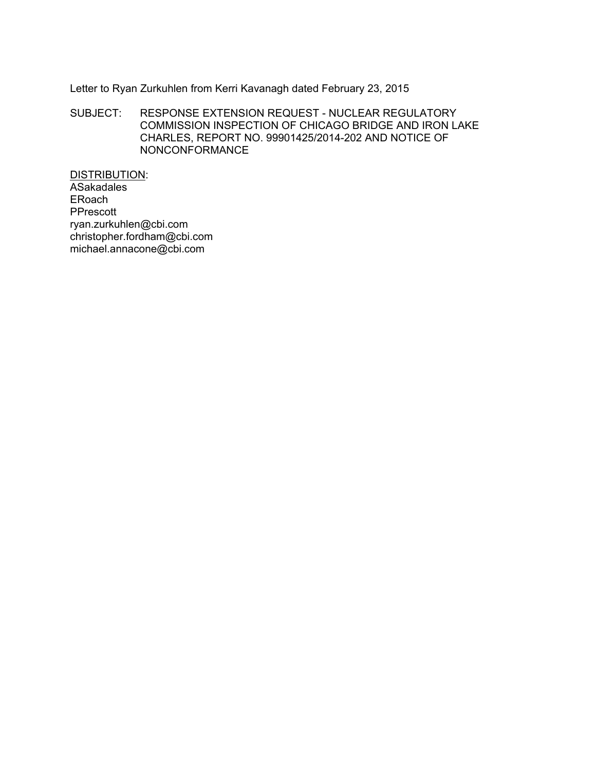Letter to Ryan Zurkuhlen from Kerri Kavanagh dated February 23, 2015

SUBJECT: RESPONSE EXTENSION REQUEST - NUCLEAR REGULATORY COMMISSION INSPECTION OF CHICAGO BRIDGE AND IRON LAKE CHARLES, REPORT NO. 99901425/2014-202 AND NOTICE OF NONCONFORMANCE

<u>DISTRIBUTION</u>:
ASakadales
ERoach
PPrescott
ryan.zurkuhlen@cbi.com
christopher.fordham@cbi.com
michael.annacone@cbi.com